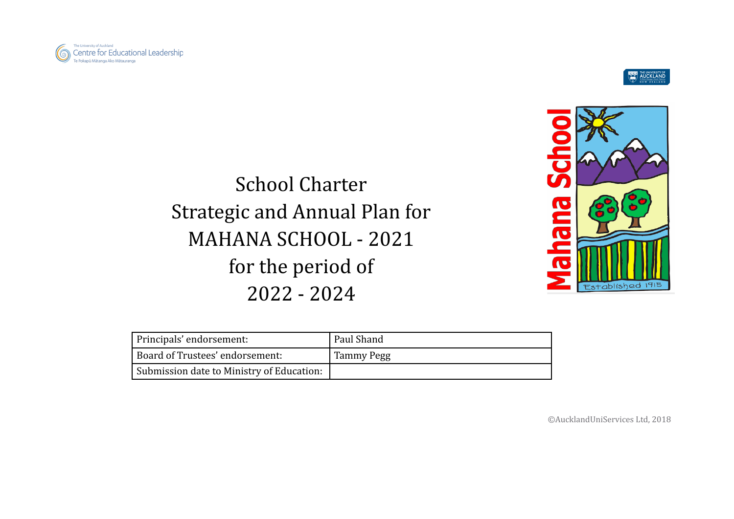# School Charter
# Strategic and Annual Plan for MAHANA SCHOOL - 2021 for the period of 2022 - 2024

| Principals' endorsement: | Paul Shand |
|---|---|
| Board of Trustees' endorsement: | Tammy Pegg |
| Submission date to Ministry of Education: | |

©AucklandUniServices Ltd, 2018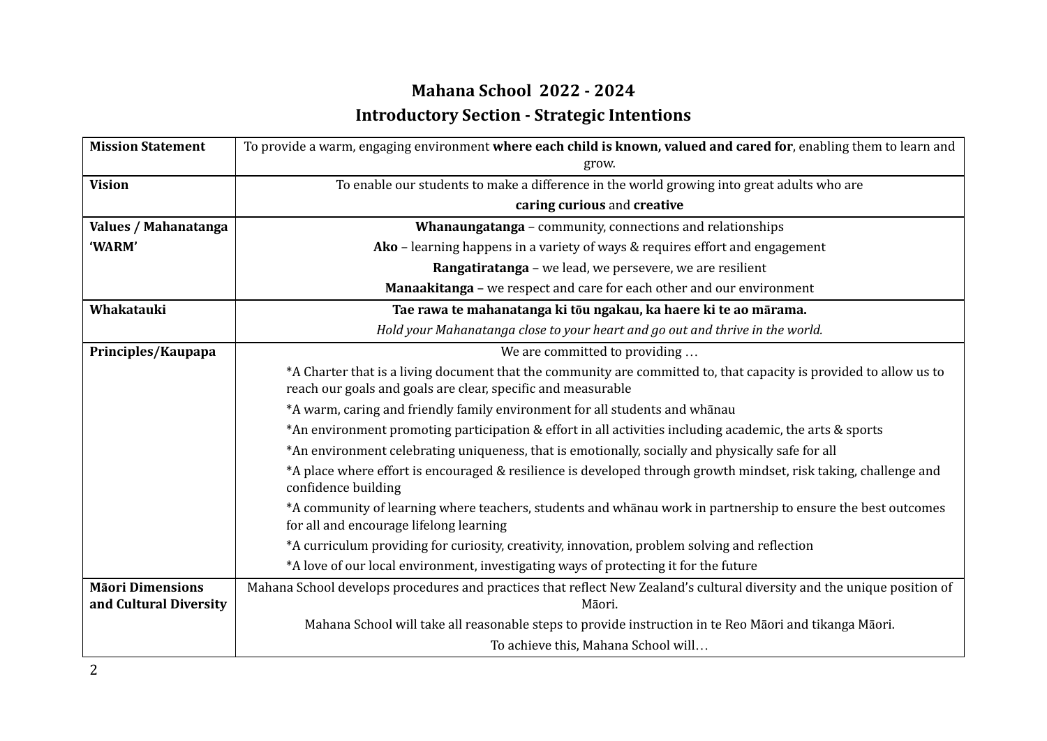# Mahana School 2022 - 2024

## Introductory Section - Strategic Intentions

| | |
|---|---|
| **Mission Statement** | To provide a warm, engaging environment **where each child is known, valued and cared for**, enabling them to learn and grow. |
| **Vision** | To enable our students to make a difference in the world growing into great adults who are<br>**caring curious** and **creative** |
| **Values / Mahanatanga 'WARM'** | **Whanaungatanga** – community, connections and relationships<br>**Ako** – learning happens in a variety of ways & requires effort and engagement<br>**Rangatiratanga** – we lead, we persevere, we are resilient<br>**Manaakitanga** – we respect and care for each other and our environment |
| **Whakatauki** | **Tae rawa te mahanatanga ki tōu ngakau, ka haere ki te ao mārama.**<br>*Hold your Mahanatanga close to your heart and go out and thrive in the world.* |
| **Principles/Kaupapa** | We are committed to providing …<br>*A Charter that is a living document that the community are committed to, that capacity is provided to allow us to reach our goals and goals are clear, specific and measurable<br>*A warm, caring and friendly family environment for all students and whānau<br>*An environment promoting participation & effort in all activities including academic, the arts & sports<br>*An environment celebrating uniqueness, that is emotionally, socially and physically safe for all<br>*A place where effort is encouraged & resilience is developed through growth mindset, risk taking, challenge and confidence building<br>*A community of learning where teachers, students and whānau work in partnership to ensure the best outcomes for all and encourage lifelong learning<br>*A curriculum providing for curiosity, creativity, innovation, problem solving and reflection<br>*A love of our local environment, investigating ways of protecting it for the future |
| **Māori Dimensions and Cultural Diversity** | Mahana School develops procedures and practices that reflect New Zealand's cultural diversity and the unique position of Māori.<br>Mahana School will take all reasonable steps to provide instruction in te Reo Māori and tikanga Māori.<br>To achieve this, Mahana School will… |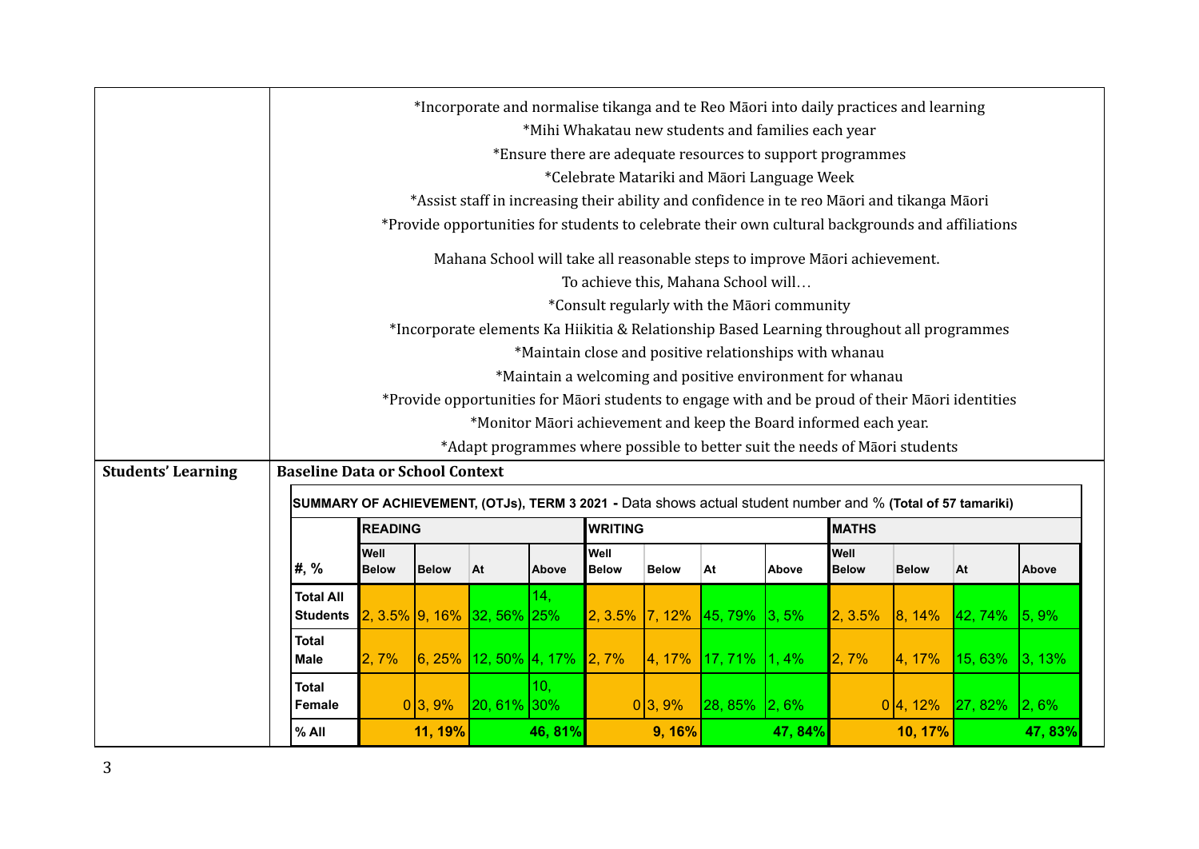| | |
|---|---|
| | *Incorporate and normalise tikanga and te Reo Māori into daily practices and learning<br>*Mihi Whakatau new students and families each year<br>*Ensure there are adequate resources to support programmes<br>*Celebrate Matariki and Māori Language Week<br>*Assist staff in increasing their ability and confidence in te reo Māori and tikanga Māori<br>*Provide opportunities for students to celebrate their own cultural backgrounds and affiliations<br><br>Mahana School will take all reasonable steps to improve Māori achievement.<br>To achieve this, Mahana School will…<br>*Consult regularly with the Māori community<br>*Incorporate elements Ka Hiikitia & Relationship Based Learning throughout all programmes<br>*Maintain close and positive relationships with whanau<br>*Maintain a welcoming and positive environment for whanau<br>*Provide opportunities for Māori students to engage with and be proud of their Māori identities<br>*Monitor Māori achievement and keep the Board informed each year.<br>*Adapt programmes where possible to better suit the needs of Māori students |
| **Students' Learning** | **Baseline Data or School Context** |

**SUMMARY OF ACHIEVEMENT, (OTJs), TERM 3 2021 -** Data shows actual student number and % **(Total of 57 tamariki)**

| | **READING** | | | | **WRITING** | | | | **MATHS** | | | |
|---|---|---|---|---|---|---|---|---|---|---|---|---|
| **#, %** | **Well Below** | **Below** | **At** | **Above** | **Well Below** | **Below** | **At** | **Above** | **Well Below** | **Below** | **At** | **Above** |
| **Total All Students** | 2, 3.5% | 9, 16% | 32, 56% | 14, 25% | 2, 3.5% | 7, 12% | 45, 79% | 3, 5% | 2, 3.5% | 8, 14% | 42, 74% | 5, 9% |
| **Total Male** | 2, 7% | 6, 25% | 12, 50% | 4, 17% | 2, 7% | 4, 17% | 17, 71% | 1, 4% | 2, 7% | 4, 17% | 15, 63% | 3, 13% |
| **Total Female** | 0 | 3, 9% | 20, 61% | 10, 30% | 0 | 3, 9% | 28, 85% | 2, 6% | 0 | 4, 12% | 27, 82% | 2, 6% |
| **% All** | | **11, 19%** | | **46, 81%** | | **9, 16%** | | **47, 84%** | | **10, 17%** | | **47, 83%** |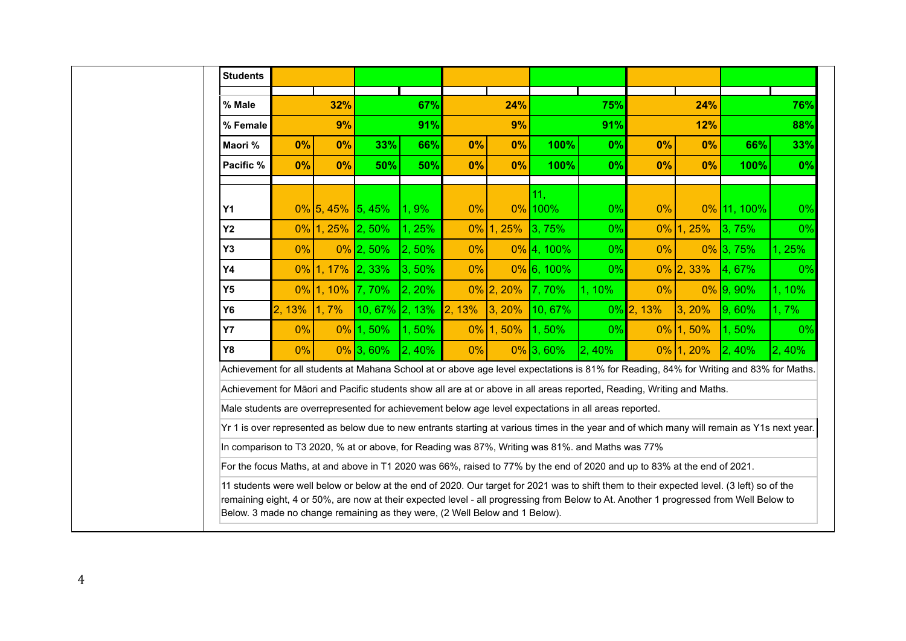| Students | | | | | | | | | | | | |
|---|---|---|---|---|---|---|---|---|---|---|---|---|
| | | | | | | | | | | | | |
| % Male | | 32% | | 67% | | 24% | | 75% | | 24% | | 76% |
| % Female | | 9% | | 91% | | 9% | | 91% | | 12% | | 88% |
| Maori % | 0% | 0% | 33% | 66% | 0% | 0% | 100% | 0% | 0% | 0% | 66% | 33% |
| Pacific % | 0% | 0% | 50% | 50% | 0% | 0% | 100% | 0% | 0% | 0% | 100% | 0% |
| | | | | | | | | | | | | |
| Y1 | 0% | 5, 45% | 5, 45% | 1, 9% | 0% | 0% | 11, 100% | 0% | 0% | 0% | 11, 100% | 0% |
| Y2 | 0% | 1, 25% | 2, 50% | 1, 25% | 0% | 1, 25% | 3, 75% | 0% | 0% | 1, 25% | 3, 75% | 0% |
| Y3 | 0% | 0% | 2, 50% | 2, 50% | 0% | 0% | 4, 100% | 0% | 0% | 0% | 3, 75% | 1, 25% |
| Y4 | 0% | 1, 17% | 2, 33% | 3, 50% | 0% | 0% | 6, 100% | 0% | 0% | 2, 33% | 4, 67% | 0% |
| Y5 | 0% | 1, 10% | 7, 70% | 2, 20% | 0% | 2, 20% | 7, 70% | 1, 10% | 0% | 0% | 9, 90% | 1, 10% |
| Y6 | 2, 13% | 1, 7% | 10, 67% | 2, 13% | 2, 13% | 3, 20% | 10, 67% | 0% | 2, 13% | 3, 20% | 9, 60% | 1, 7% |
| Y7 | 0% | 0% | 1, 50% | 1, 50% | 0% | 1, 50% | 1, 50% | 0% | 0% | 1, 50% | 1, 50% | 0% |
| Y8 | 0% | 0% | 3, 60% | 2, 40% | 0% | 0% | 3, 60% | 2, 40% | 0% | 1, 20% | 2, 40% | 2, 40% |

Achievement for all students at Mahana School at or above age level expectations is 81% for Reading, 84% for Writing and 83% for Maths.

Achievement for Māori and Pacific students show all are at or above in all areas reported, Reading, Writing and Maths.

Male students are overrepresented for achievement below age level expectations in all areas reported.

Yr 1 is over represented as below due to new entrants starting at various times in the year and of which many will remain as Y1s next year.

In comparison to T3 2020, % at or above, for Reading was 87%, Writing was 81%. and Maths was 77%

For the focus Maths, at and above in T1 2020 was 66%, raised to 77% by the end of 2020 and up to 83% at the end of 2021.

11 students were well below or below at the end of 2020. Our target for 2021 was to shift them to their expected level. (3 left) so of the remaining eight, 4 or 50%, are now at their expected level - all progressing from Below to At. Another 1 progressed from Well Below to Below. 3 made no change remaining as they were, (2 Well Below and 1 Below).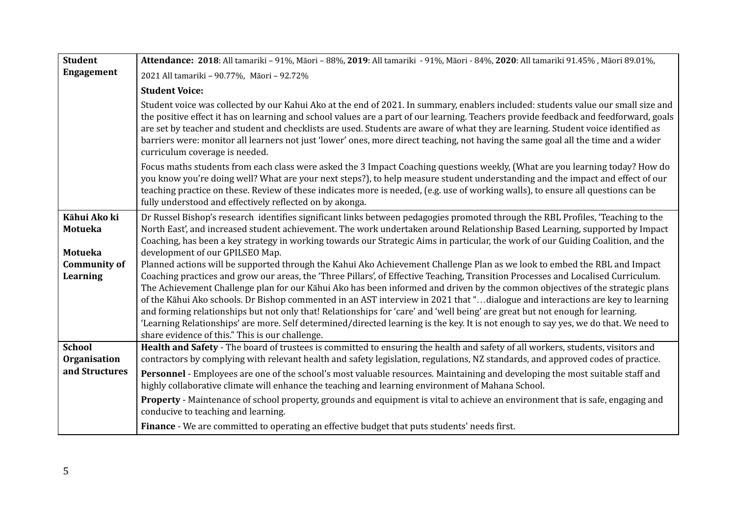| | |
|---|---|
| **Student Engagement** | **Attendance: 2018**: All tamariki – 91%, Māori – 88%, **2019**: All tamariki - 91%, Māori - 84%, **2020**: All tamariki 91.45% , Māori 89.01%, 2021 All tamariki – 90.77%, Māori – 92.72%<br><br>**Student Voice:**<br><br>Student voice was collected by our Kahui Ako at the end of 2021. In summary, enablers included: students value our small size and the positive effect it has on learning and school values are a part of our learning. Teachers provide feedback and feedforward, goals are set by teacher and student and checklists are used. Students are aware of what they are learning. Student voice identified as barriers were: monitor all learners not just 'lower' ones, more direct teaching, not having the same goal all the time and a wider curriculum coverage is needed.<br><br>Focus maths students from each class were asked the 3 Impact Coaching questions weekly, (What are you learning today? How do you know you're doing well? What are your next steps?), to help measure student understanding and the impact and effect of our teaching practice on these. Review of these indicates more is needed, (e.g. use of working walls), to ensure all questions can be fully understood and effectively reflected on by akonga. |
| **Kāhui Ako ki Motueka**<br><br>**Motueka Community of Learning** | Dr Russel Bishop's research identifies significant links between pedagogies promoted through the RBL Profiles, 'Teaching to the North East', and increased student achievement. The work undertaken around Relationship Based Learning, supported by Impact Coaching, has been a key strategy in working towards our Strategic Aims in particular, the work of our Guiding Coalition, and the development of our GPILSEO Map.<br>Planned actions will be supported through the Kahui Ako Achievement Challenge Plan as we look to embed the RBL and Impact Coaching practices and grow our areas, the 'Three Pillars', of Effective Teaching, Transition Processes and Localised Curriculum. The Achievement Challenge plan for our Kāhui Ako has been informed and driven by the common objectives of the strategic plans of the Kāhui Ako schools. Dr Bishop commented in an AST interview in 2021 that "…dialogue and interactions are key to learning and forming relationships but not only that! Relationships for 'care' and 'well being' are great but not enough for learning. 'Learning Relationships' are more. Self determined/directed learning is the key. It is not enough to say yes, we do that. We need to share evidence of this." This is our challenge. |
| **School Organisation and Structures** | **Health and Safety** - The board of trustees is committed to ensuring the health and safety of all workers, students, visitors and contractors by complying with relevant health and safety legislation, regulations, NZ standards, and approved codes of practice.<br><br>**Personnel** - Employees are one of the school's most valuable resources. Maintaining and developing the most suitable staff and highly collaborative climate will enhance the teaching and learning environment of Mahana School.<br><br>**Property** - Maintenance of school property, grounds and equipment is vital to achieve an environment that is safe, engaging and conducive to teaching and learning.<br><br>**Finance** - We are committed to operating an effective budget that puts students' needs first. |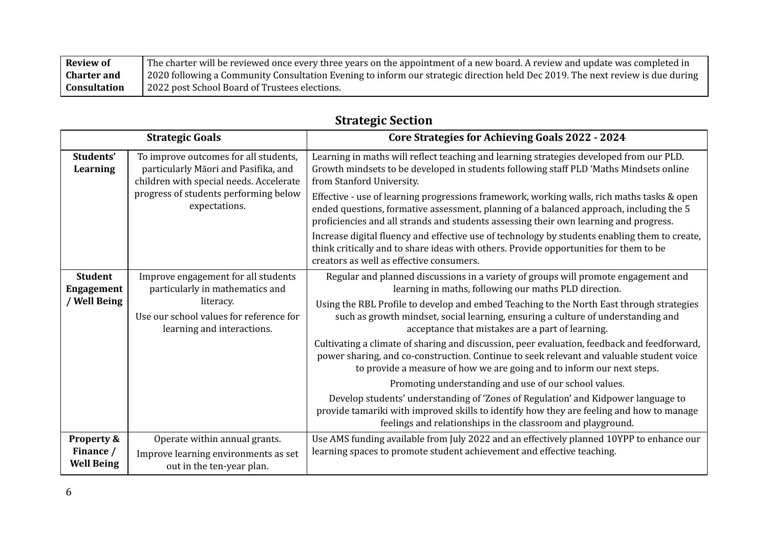| **Review of Charter and Consultation** | The charter will be reviewed once every three years on the appointment of a new board. A review and update was completed in 2020 following a Community Consultation Evening to inform our strategic direction held Dec 2019. The next review is due during 2022 post School Board of Trustees elections. |
|---|---|

## Strategic Section

| **Strategic Goals** | | **Core Strategies for Achieving Goals 2022 - 2024** |
|---|---|---|
| **Students' Learning** | To improve outcomes for all students, particularly Māori and Pasifika, and children with special needs. Accelerate progress of students performing below expectations. | Learning in maths will reflect teaching and learning strategies developed from our PLD. Growth mindsets to be developed in students following staff PLD 'Maths Mindsets online from Stanford University.<br><br>Effective - use of learning progressions framework, working walls, rich maths tasks & open ended questions, formative assessment, planning of a balanced approach, including the 5 proficiencies and all strands and students assessing their own learning and progress.<br><br>Increase digital fluency and effective use of technology by students enabling them to create, think critically and to share ideas with others. Provide opportunities for them to be creators as well as effective consumers. |
| **Student Engagement / Well Being** | Improve engagement for all students particularly in mathematics and literacy.<br><br>Use our school values for reference for learning and interactions. | Regular and planned discussions in a variety of groups will promote engagement and learning in maths, following our maths PLD direction.<br><br>Using the RBL Profile to develop and embed Teaching to the North East through strategies such as growth mindset, social learning, ensuring a culture of understanding and acceptance that mistakes are a part of learning.<br><br>Cultivating a climate of sharing and discussion, peer evaluation, feedback and feedforward, power sharing, and co-construction. Continue to seek relevant and valuable student voice to provide a measure of how we are going and to inform our next steps.<br><br>Promoting understanding and use of our school values.<br><br>Develop students' understanding of 'Zones of Regulation' and Kidpower language to provide tamariki with improved skills to identify how they are feeling and how to manage feelings and relationships in the classroom and playground. |
| **Property & Finance / Well Being** | Operate within annual grants.<br><br>Improve learning environments as set out in the ten-year plan. | Use AMS funding available from July 2022 and an effectively planned 10YPP to enhance our learning spaces to promote student achievement and effective teaching. |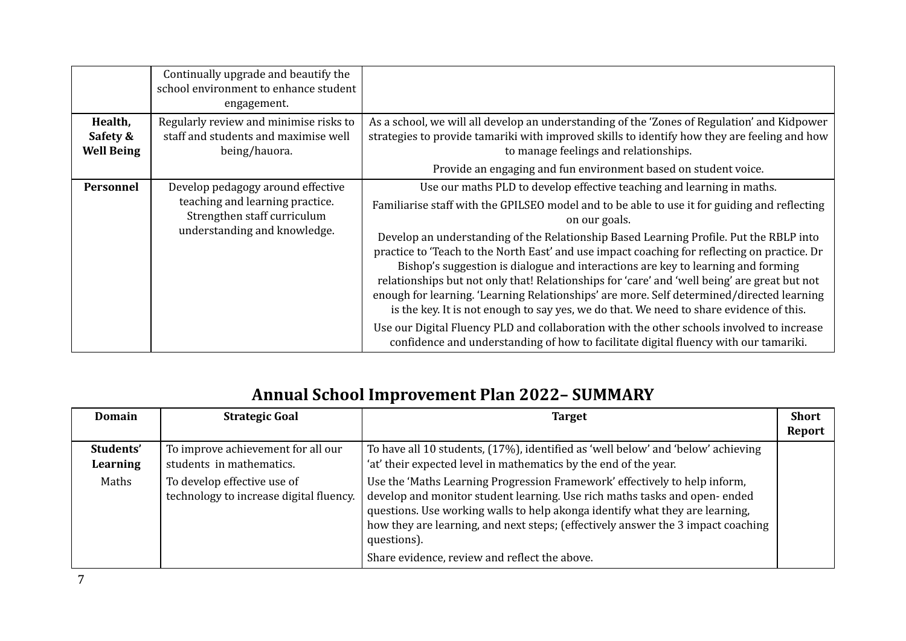| | | |
|---|---|---|
| | Continually upgrade and beautify the school environment to enhance student engagement. | |
| **Health, Safety & Well Being** | Regularly review and minimise risks to staff and students and maximise well being/hauora. | As a school, we will all develop an understanding of the 'Zones of Regulation' and Kidpower strategies to provide tamariki with improved skills to identify how they are feeling and how to manage feelings and relationships.<br><br>Provide an engaging and fun environment based on student voice. |
| **Personnel** | Develop pedagogy around effective teaching and learning practice. Strengthen staff curriculum understanding and knowledge. | Use our maths PLD to develop effective teaching and learning in maths.<br><br>Familiarise staff with the GPILSEO model and to be able to use it for guiding and reflecting on our goals.<br><br>Develop an understanding of the Relationship Based Learning Profile. Put the RBLP into practice to 'Teach to the North East' and use impact coaching for reflecting on practice. Dr Bishop's suggestion is dialogue and interactions are key to learning and forming relationships but not only that! Relationships for 'care' and 'well being' are great but not enough for learning. 'Learning Relationships' are more. Self determined/directed learning is the key. It is not enough to say yes, we do that. We need to share evidence of this.<br><br>Use our Digital Fluency PLD and collaboration with the other schools involved to increase confidence and understanding of how to facilitate digital fluency with our tamariki. |

## Annual School Improvement Plan 2022– SUMMARY

| Domain | Strategic Goal | Target | Short Report |
|---|---|---|---|
| **Students' Learning**<br><br>Maths | To improve achievement for all our students in mathematics.<br><br>To develop effective use of technology to increase digital fluency. | To have all 10 students, (17%), identified as 'well below' and 'below' achieving 'at' their expected level in mathematics by the end of the year.<br><br>Use the 'Maths Learning Progression Framework' effectively to help inform, develop and monitor student learning. Use rich maths tasks and open- ended questions. Use working walls to help akonga identify what they are learning, how they are learning, and next steps; (effectively answer the 3 impact coaching questions).<br><br>Share evidence, review and reflect the above. | |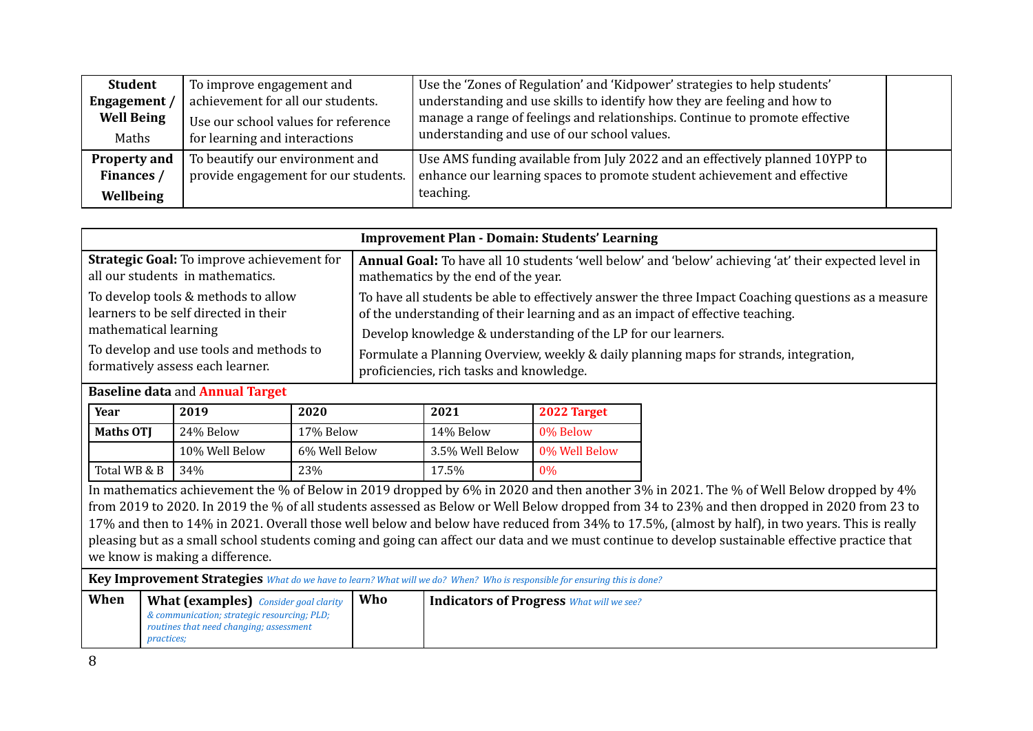| | | | |
|---|---|---|---|
| **Student Engagement / Well Being** Maths | To improve engagement and achievement for all our students. Use our school values for reference for learning and interactions | Use the 'Zones of Regulation' and 'Kidpower' strategies to help students' understanding and use skills to identify how they are feeling and how to manage a range of feelings and relationships. Continue to promote effective understanding and use of our school values. | |
| **Property and Finances / Wellbeing** | To beautify our environment and provide engagement for our students. | Use AMS funding available from July 2022 and an effectively planned 10YPP to enhance our learning spaces to promote student achievement and effective teaching. | |

| **Improvement Plan - Domain: Students' Learning** | |
|---|---|
| **Strategic Goal:** To improve achievement for all our students in mathematics. To develop tools & methods to allow learners to be self directed in their mathematical learning To develop and use tools and methods to formatively assess each learner. | **Annual Goal:** To have all 10 students 'well below' and 'below' achieving 'at' their expected level in mathematics by the end of the year. To have all students be able to effectively answer the three Impact Coaching questions as a measure of the understanding of their learning and as an impact of effective teaching. Develop knowledge & understanding of the LP for our learners. Formulate a Planning Overview, weekly & daily planning maps for strands, integration, proficiencies, rich tasks and knowledge. |

**Baseline data** and **Annual Target**

| **Year** | **2019** | **2020** | **2021** | **2022 Target** |
|---|---|---|---|---|
| **Maths OTJ** | 24% Below | 17% Below | 14% Below | 0% Below |
| | 10% Well Below | 6% Well Below | 3.5% Well Below | 0% Well Below |
| Total WB & B | 34% | 23% | 17.5% | 0% |

In mathematics achievement the % of Below in 2019 dropped by 6% in 2020 and then another 3% in 2021. The % of Well Below dropped by 4% from 2019 to 2020. In 2019 the % of all students assessed as Below or Well Below dropped from 34 to 23% and then dropped in 2020 from 23 to 17% and then to 14% in 2021. Overall those well below and below have reduced from 34% to 17.5%, (almost by half), in two years. This is really pleasing but as a small school students coming and going can affect our data and we must continue to develop sustainable effective practice that we know is making a difference.

**Key Improvement Strategies** *What do we have to learn? What will we do? When? Who is responsible for ensuring this is done?*

| **When** | **What (examples)** *Consider goal clarity & communication; strategic resourcing; PLD; routines that need changing; assessment practices;* | **Who** | **Indicators of Progress** *What will we see?* |
|---|---|---|---|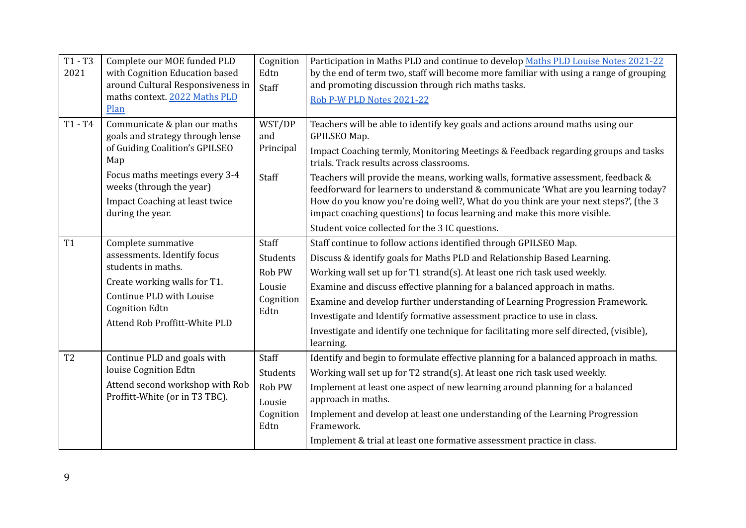| | | | |
|---|---|---|---|
| T1 - T3 2021 | Complete our MOE funded PLD with Cognition Education based around Cultural Responsiveness in maths context. 2022 Maths PLD Plan | Cognition Edtn<br><br>Staff | Participation in Maths PLD and continue to develop Maths PLD Louise Notes 2021-22 by the end of term two, staff will become more familiar with using a range of grouping and promoting discussion through rich maths tasks.<br><br>Rob P-W PLD Notes 2021-22 |
| T1 - T4 | Communicate & plan our maths goals and strategy through lense of Guiding Coalition's GPILSEO Map<br><br>Focus maths meetings every 3-4 weeks (through the year)<br><br>Impact Coaching at least twice during the year. | WST/DP and Principal<br><br>Staff | Teachers will be able to identify key goals and actions around maths using our GPILSEO Map.<br><br>Impact Coaching termly, Monitoring Meetings & Feedback regarding groups and tasks trials. Track results across classrooms.<br><br>Teachers will provide the means, working walls, formative assessment, feedback & feedforward for learners to understand & communicate 'What are you learning today? How do you know you're doing well?, What do you think are your next steps?', (the 3 impact coaching questions) to focus learning and make this more visible.<br><br>Student voice collected for the 3 IC questions. |
| T1 | Complete summative assessments. Identify focus students in maths.<br><br>Create working walls for T1.<br><br>Continue PLD with Louise Cognition Edtn<br><br>Attend Rob Proffitt-White PLD | Staff<br><br>Students<br><br>Rob PW<br><br>Lousie<br><br>Cognition Edtn | Staff continue to follow actions identified through GPILSEO Map.<br><br>Discuss & identify goals for Maths PLD and Relationship Based Learning.<br><br>Working wall set up for T1 strand(s). At least one rich task used weekly.<br><br>Examine and discuss effective planning for a balanced approach in maths.<br><br>Examine and develop further understanding of Learning Progression Framework.<br><br>Investigate and Identify formative assessment practice to use in class.<br><br>Investigate and identify one technique for facilitating more self directed, (visible), learning. |
| T2 | Continue PLD and goals with louise Cognition Edtn<br><br>Attend second workshop with Rob Proffitt-White (or in T3 TBC). | Staff<br><br>Students<br><br>Rob PW<br><br>Lousie<br><br>Cognition Edtn | Identify and begin to formulate effective planning for a balanced approach in maths.<br><br>Working wall set up for T2 strand(s). At least one rich task used weekly.<br><br>Implement at least one aspect of new learning around planning for a balanced approach in maths.<br><br>Implement and develop at least one understanding of the Learning Progression Framework.<br><br>Implement & trial at least one formative assessment practice in class. |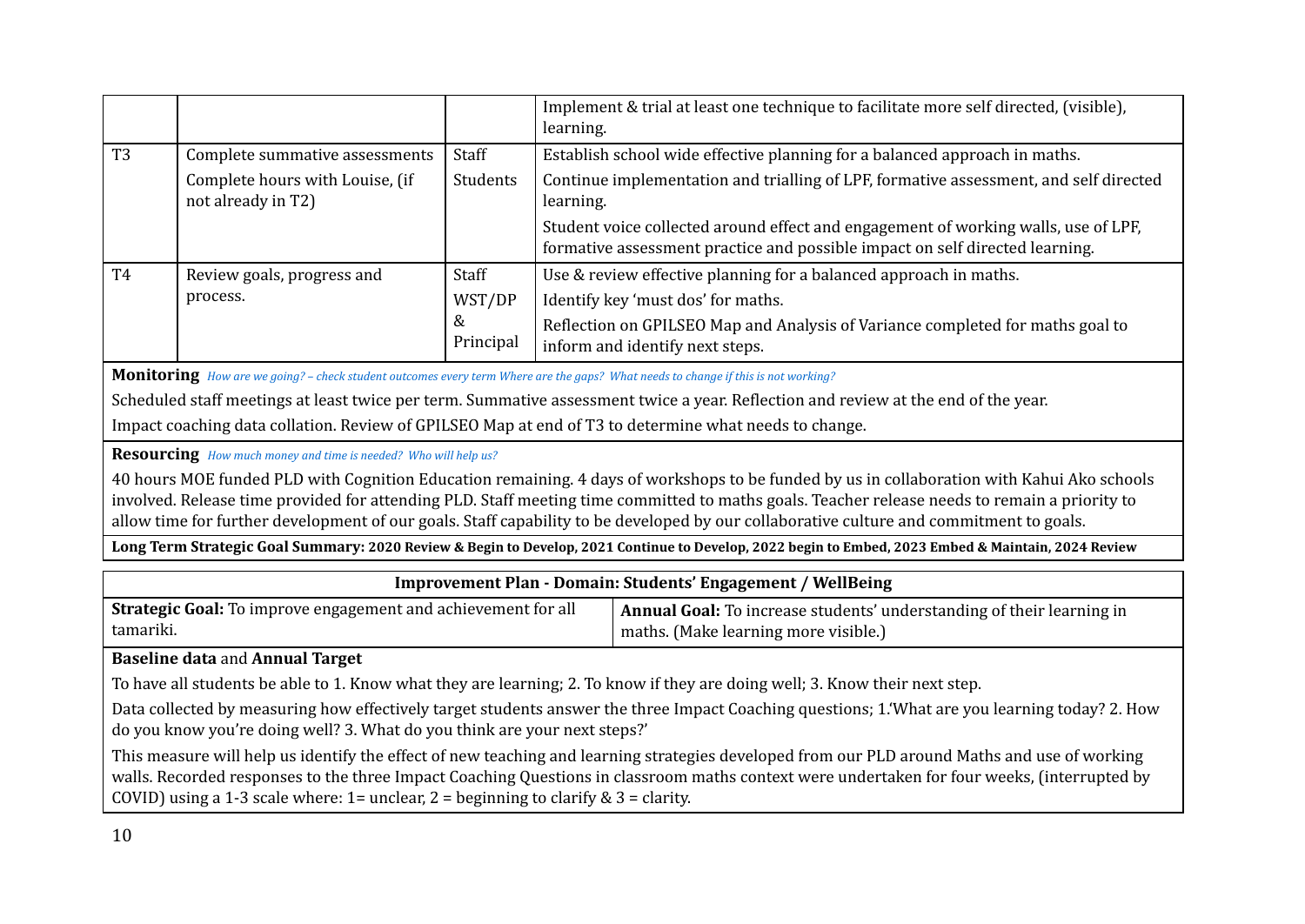| | | | |
|---|---|---|---|
| | | | Implement & trial at least one technique to facilitate more self directed, (visible), learning. |
| T3 | Complete summative assessments<br>Complete hours with Louise, (if not already in T2) | Staff<br>Students | Establish school wide effective planning for a balanced approach in maths.<br>Continue implementation and trialling of LPF, formative assessment, and self directed learning.<br>Student voice collected around effect and engagement of working walls, use of LPF, formative assessment practice and possible impact on self directed learning. |
| T4 | Review goals, progress and process. | Staff<br>WST/DP & Principal | Use & review effective planning for a balanced approach in maths.<br>Identify key 'must dos' for maths.<br>Reflection on GPILSEO Map and Analysis of Variance completed for maths goal to inform and identify next steps. |

**Monitoring** *How are we going? – check student outcomes every term Where are the gaps? What needs to change if this is not working?*

Scheduled staff meetings at least twice per term. Summative assessment twice a year. Reflection and review at the end of the year.

Impact coaching data collation. Review of GPILSEO Map at end of T3 to determine what needs to change.

**Resourcing** *How much money and time is needed? Who will help us?*

40 hours MOE funded PLD with Cognition Education remaining. 4 days of workshops to be funded by us in collaboration with Kahui Ako schools involved. Release time provided for attending PLD. Staff meeting time committed to maths goals. Teacher release needs to remain a priority to allow time for further development of our goals. Staff capability to be developed by our collaborative culture and commitment to goals.

**Long Term Strategic Goal Summary: 2020 Review & Begin to Develop, 2021 Continue to Develop, 2022 begin to Embed, 2023 Embed & Maintain, 2024 Review**

## Improvement Plan - Domain: Students' Engagement / WellBeing

| **Strategic Goal:** To improve engagement and achievement for all tamariki. | **Annual Goal:** To increase students' understanding of their learning in maths. (Make learning more visible.) |
|---|---|

**Baseline data** and **Annual Target**

To have all students be able to 1. Know what they are learning; 2. To know if they are doing well; 3. Know their next step.

Data collected by measuring how effectively target students answer the three Impact Coaching questions; 1.'What are you learning today? 2. How do you know you're doing well? 3. What do you think are your next steps?'

This measure will help us identify the effect of new teaching and learning strategies developed from our PLD around Maths and use of working walls. Recorded responses to the three Impact Coaching Questions in classroom maths context were undertaken for four weeks, (interrupted by COVID) using a 1-3 scale where: 1= unclear, 2 = beginning to clarify & 3 = clarity.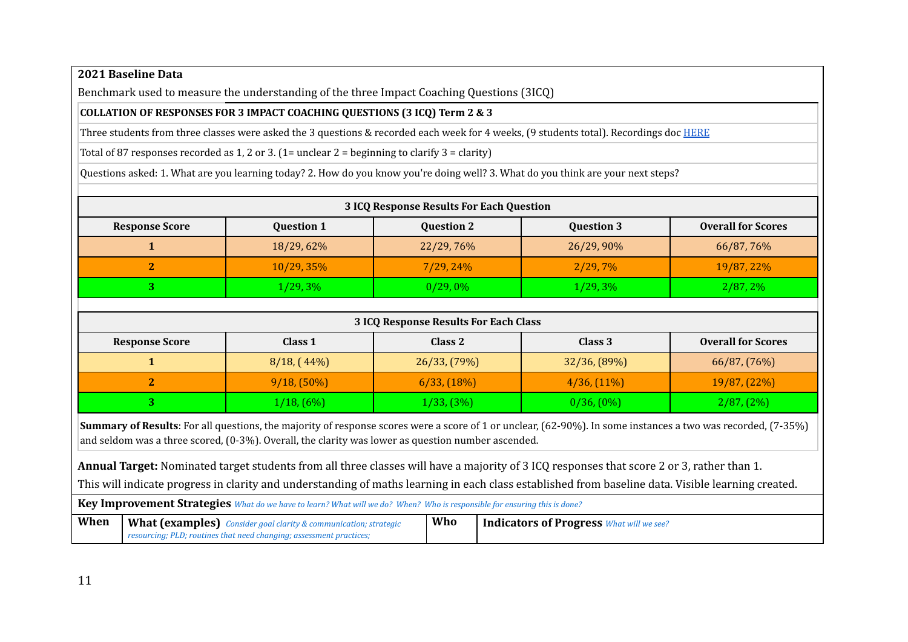**2021 Baseline Data**

Benchmark used to measure the understanding of the three Impact Coaching Questions (3ICQ)

**COLLATION OF RESPONSES FOR 3 IMPACT COACHING QUESTIONS (3 ICQ) Term 2 & 3**

Three students from three classes were asked the 3 questions & recorded each week for 4 weeks, (9 students total). Recordings doc [HERE]

Total of 87 responses recorded as 1, 2 or 3. (1= unclear 2 = beginning to clarify 3 = clarity)

Questions asked: 1. What are you learning today? 2. How do you know you're doing well? 3. What do you think are your next steps?

**3 ICQ Response Results For Each Question**

| Response Score | Question 1 | Question 2 | Question 3 | Overall for Scores |
|---|---|---|---|---|
| 1 | 18/29, 62% | 22/29, 76% | 26/29, 90% | 66/87, 76% |
| 2 | 10/29, 35% | 7/29, 24% | 2/29, 7% | 19/87, 22% |
| 3 | 1/29, 3% | 0/29, 0% | 1/29, 3% | 2/87, 2% |

**3 ICQ Response Results For Each Class**

| Response Score | Class 1 | Class 2 | Class 3 | Overall for Scores |
|---|---|---|---|---|
| 1 | 8/18, ( 44%) | 26/33, (79%) | 32/36, (89%) | 66/87, (76%) |
| 2 | 9/18, (50%) | 6/33, (18%) | 4/36, (11%) | 19/87, (22%) |
| 3 | 1/18, (6%) | 1/33, (3%) | 0/36, (0%) | 2/87, (2%) |

**Summary of Results**: For all questions, the majority of response scores were a score of 1 or unclear, (62-90%). In some instances a two was recorded, (7-35%) and seldom was a three scored, (0-3%). Overall, the clarity was lower as question number ascended.

**Annual Target:** Nominated target students from all three classes will have a majority of 3 ICQ responses that score 2 or 3, rather than 1.

This will indicate progress in clarity and understanding of maths learning in each class established from baseline data. Visible learning created.

**Key Improvement Strategies** *What do we have to learn? What will we do? When? Who is responsible for ensuring this is done?*

| When | What (examples) *Consider goal clarity & communication; strategic resourcing; PLD; routines that need changing; assessment practices;* | Who | Indicators of Progress *What will we see?* |
|---|---|---|---|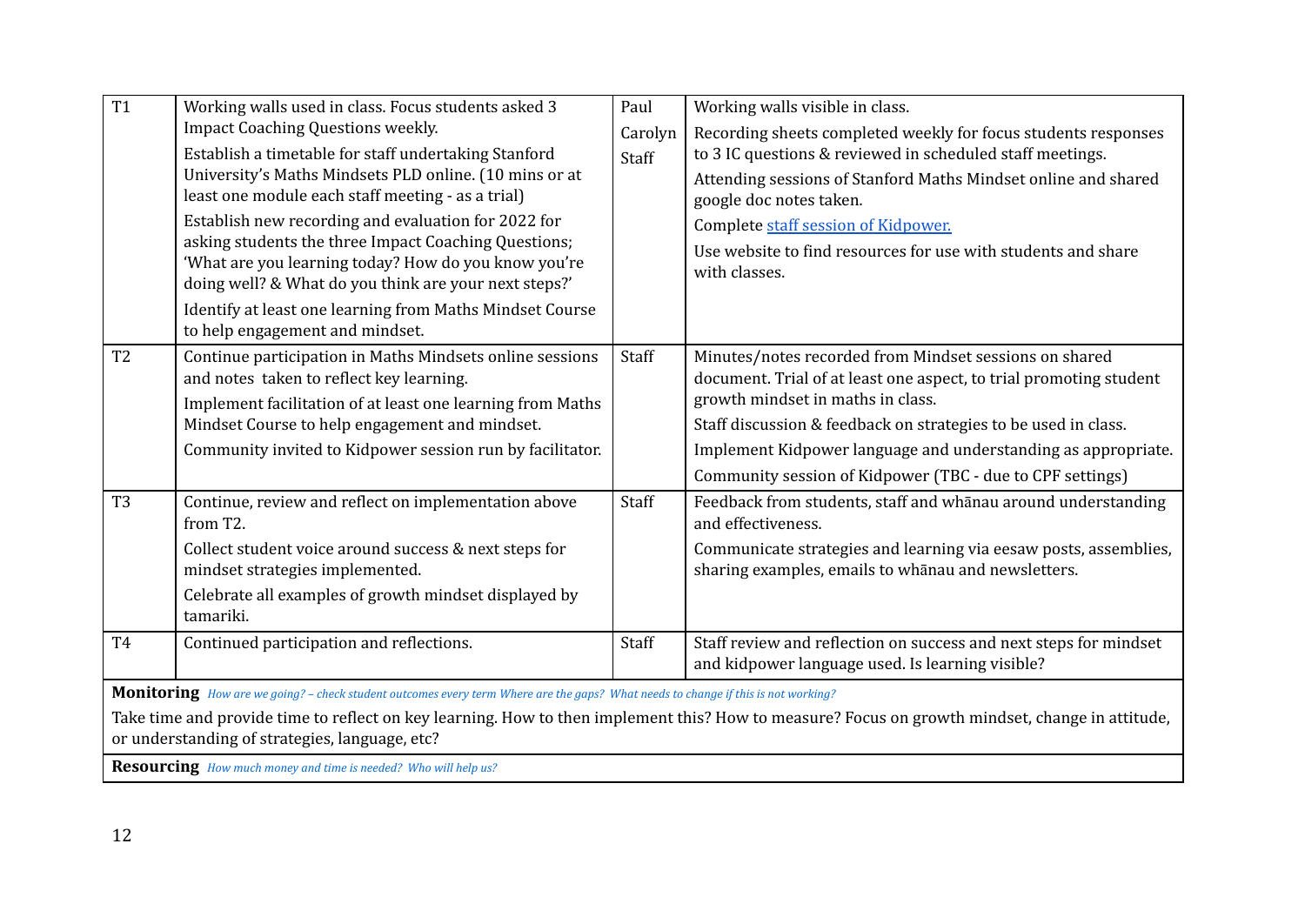| | | | |
|---|---|---|---|
| T1 | Working walls used in class. Focus students asked 3 Impact Coaching Questions weekly.<br>Establish a timetable for staff undertaking Stanford University's Maths Mindsets PLD online. (10 mins or at least one module each staff meeting - as a trial)<br>Establish new recording and evaluation for 2022 for asking students the three Impact Coaching Questions; 'What are you learning today? How do you know you're doing well? & What do you think are your next steps?'<br>Identify at least one learning from Maths Mindset Course to help engagement and mindset. | Paul<br>Carolyn<br>Staff | Working walls visible in class.<br>Recording sheets completed weekly for focus students responses to 3 IC questions & reviewed in scheduled staff meetings.<br>Attending sessions of Stanford Maths Mindset online and shared google doc notes taken.<br>Complete staff session of Kidpower.<br>Use website to find resources for use with students and share with classes. |
| T2 | Continue participation in Maths Mindsets online sessions and notes taken to reflect key learning.<br>Implement facilitation of at least one learning from Maths Mindset Course to help engagement and mindset.<br>Community invited to Kidpower session run by facilitator. | Staff | Minutes/notes recorded from Mindset sessions on shared document. Trial of at least one aspect, to trial promoting student growth mindset in maths in class.<br>Staff discussion & feedback on strategies to be used in class.<br>Implement Kidpower language and understanding as appropriate.<br>Community session of Kidpower (TBC - due to CPF settings) |
| T3 | Continue, review and reflect on implementation above from T2.<br>Collect student voice around success & next steps for mindset strategies implemented.<br>Celebrate all examples of growth mindset displayed by tamariki. | Staff | Feedback from students, staff and whānau around understanding and effectiveness.<br>Communicate strategies and learning via eesaw posts, assemblies, sharing examples, emails to whānau and newsletters. |
| T4 | Continued participation and reflections. | Staff | Staff review and reflection on success and next steps for mindset and kidpower language used. Is learning visible? |

**Monitoring** *How are we going? – check student outcomes every term Where are the gaps? What needs to change if this is not working?*

Take time and provide time to reflect on key learning. How to then implement this? How to measure? Focus on growth mindset, change in attitude, or understanding of strategies, language, etc?

**Resourcing** *How much money and time is needed? Who will help us?*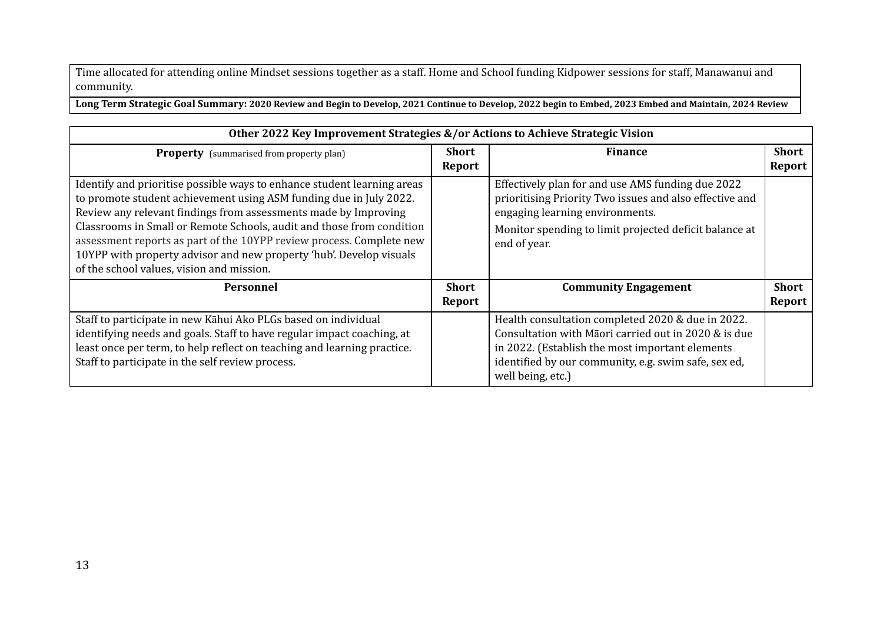| |
|---|
| Time allocated for attending online Mindset sessions together as a staff. Home and School funding Kidpower sessions for staff, Manawanui and community. |
| **Long Term Strategic Goal Summary: 2020 Review and Begin to Develop, 2021 Continue to Develop, 2022 begin to Embed, 2023 Embed and Maintain, 2024 Review** |

| **Other 2022 Key Improvement Strategies &/or Actions to Achieve Strategic Vision** | | | |
|---|---|---|---|
| **Property** (summarised from property plan) | **Short Report** | **Finance** | **Short Report** |
| Identify and prioritise possible ways to enhance student learning areas to promote student achievement using ASM funding due in July 2022. Review any relevant findings from assessments made by Improving Classrooms in Small or Remote Schools, audit and those from condition assessment reports as part of the 10YPP review process. Complete new 10YPP with property advisor and new property 'hub'. Develop visuals of the school values, vision and mission. | | Effectively plan for and use AMS funding due 2022 prioritising Priority Two issues and also effective and engaging learning environments.<br>Monitor spending to limit projected deficit balance at end of year. | |
| **Personnel** | **Short Report** | **Community Engagement** | **Short Report** |
| Staff to participate in new Kāhui Ako PLGs based on individual identifying needs and goals. Staff to have regular impact coaching, at least once per term, to help reflect on teaching and learning practice. Staff to participate in the self review process. | | Health consultation completed 2020 & due in 2022. Consultation with Māori carried out in 2020 & is due in 2022. (Establish the most important elements identified by our community, e.g. swim safe, sex ed, well being, etc.) | |